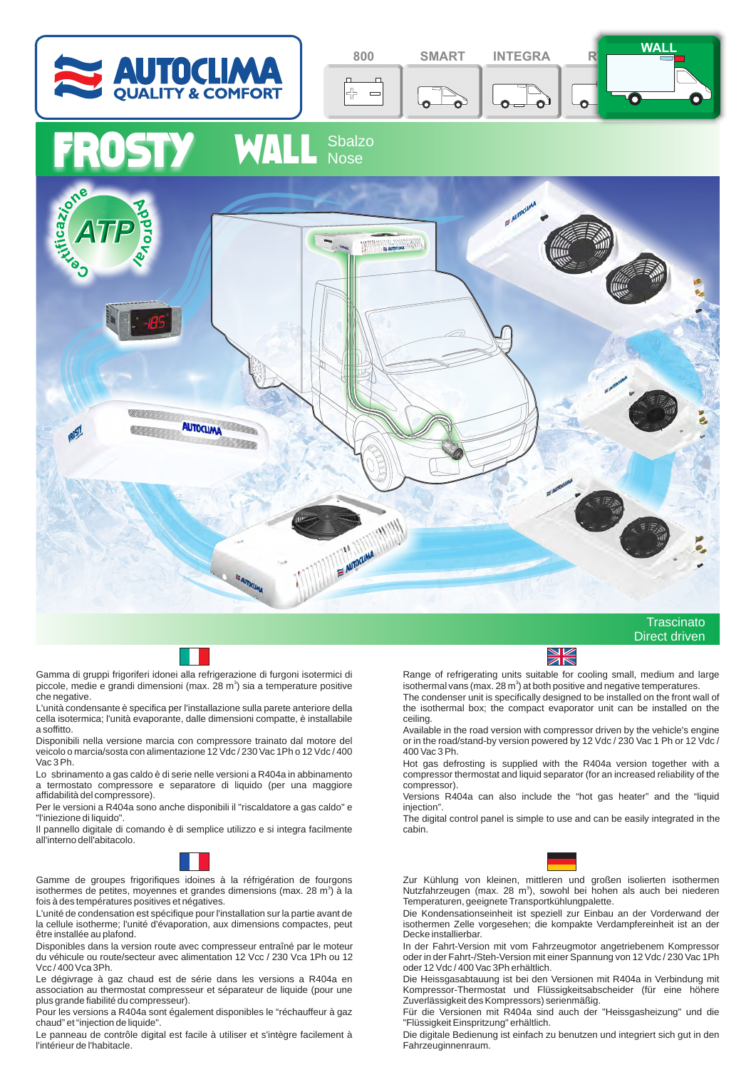AUTOCLIMA QUALITY & COMFORT

800 | SMART | INTEGRA | R | WALL

# FROSTY WALL

Sbalzo
Nose

Trascinato
Direct driven

Gamma di gruppi frigoriferi idonei alla refrigerazione di furgoni isotermici di piccole, medie e grandi dimensioni (max. 28 m$^3$) sia a temperature positive che negative.

L'unità condensante è specifica per l'installazione sulla parete anteriore della cella isotermica; l'unità evaporante, dalle dimensioni compatte, è installabile a soffitto.

Disponibili nella versione marcia con compressore trainato dal motore del veicolo o marcia/sosta con alimentazione 12 Vdc / 230 Vac 1Ph o 12 Vdc / 400 Vac 3 Ph.

Lo sbrinamento a gas caldo è di serie nelle versioni a R404a in abbinamento a termostato compressore e separatore di liquido (per una maggiore affidabilità del compressore).

Per le versioni a R404a sono anche disponibili il "riscaldatore a gas caldo" e "l'iniezione di liquido".

Il pannello digitale di comando è di semplice utilizzo e si integra facilmente all'interno dell'abitacolo.

Range of refrigerating units suitable for cooling small, medium and large isothermal vans (max. 28 m$^3$) at both positive and negative temperatures.

The condenser unit is specifically designed to be installed on the front wall of the isothermal box; the compact evaporator unit can be installed on the ceiling.

Available in the road version with compressor driven by the vehicle's engine or in the road/stand-by version powered by 12 Vdc / 230 Vac 1 Ph or 12 Vdc / 400 Vac 3 Ph.

Hot gas defrosting is supplied with the R404a version together with a compressor thermostat and liquid separator (for an increased reliability of the compressor).

Versions R404a can also include the "hot gas heater" and the "liquid injection".

The digital control panel is simple to use and can be easily integrated in the cabin.

Gamme de groupes frigorifiques idoines à la réfrigération de fourgons isothermes de petites, moyennes et grandes dimensions (max. 28 m$^3$) à la fois à des températures positives et négatives.

L'unité de condensation est spécifique pour l'installation sur la partie avant de la cellule isotherme; l'unité d'évaporation, aux dimensions compactes, peut être installée au plafond.

Disponibles dans la version route avec compresseur entraîné par le moteur du véhicule ou route/secteur avec alimentation 12 Vcc / 230 Vca 1Ph ou 12 Vcc / 400 Vca 3Ph.

Le dégivrage à gaz chaud est de série dans les versions à R404a en association au thermostat compresseur et séparateur de liquide (pour une plus grande fiabilité du compresseur).

Pour les versions à R404a sont également disponibles le "réchauffeur à gaz chaud" et "injection de liquide".

Le panneau de contrôle digital est facile à utiliser et s'intègre facilement à l'intérieur de l'habitacle.

Zur Kühlung von kleinen, mittleren und großen isolierten isothermen Nutzfahrzeugen (max. 28 m$^3$), sowohl bei hohen als auch bei niederen Temperaturen, geeignete Transportkühlungpalette.

Die Kondensationseinheit ist speziell zur Einbau an der Vorderwand der isothermen Zelle vorgesehen; die kompakte Verdampfereinheit ist an der Decke installierbar.

In der Fahrt-Version mit vom Fahrzeugmotor angetriebenem Kompressor oder in der Fahrt-/Steh-Version mit einer Spannung von 12 Vdc / 230 Vac 1Ph oder 12 Vdc / 400 Vac 3Ph erhältlich.

Die Heissgasabtauung ist bei den Versionen mit R404a in Verbindung mit Kompressor-Thermostat und Flüssigkeitsabscheider (für eine höhere Zuverlässigkeit des Kompressors) serienmäßig.

Für die Versionen mit R404a sind auch der "Heissgasheizung" und die "Flüssigkeit Einspritzung" erhältlich.

Die digitale Bedienung ist einfach zu benutzen und integriert sich gut in den Fahrzeuginnenraum.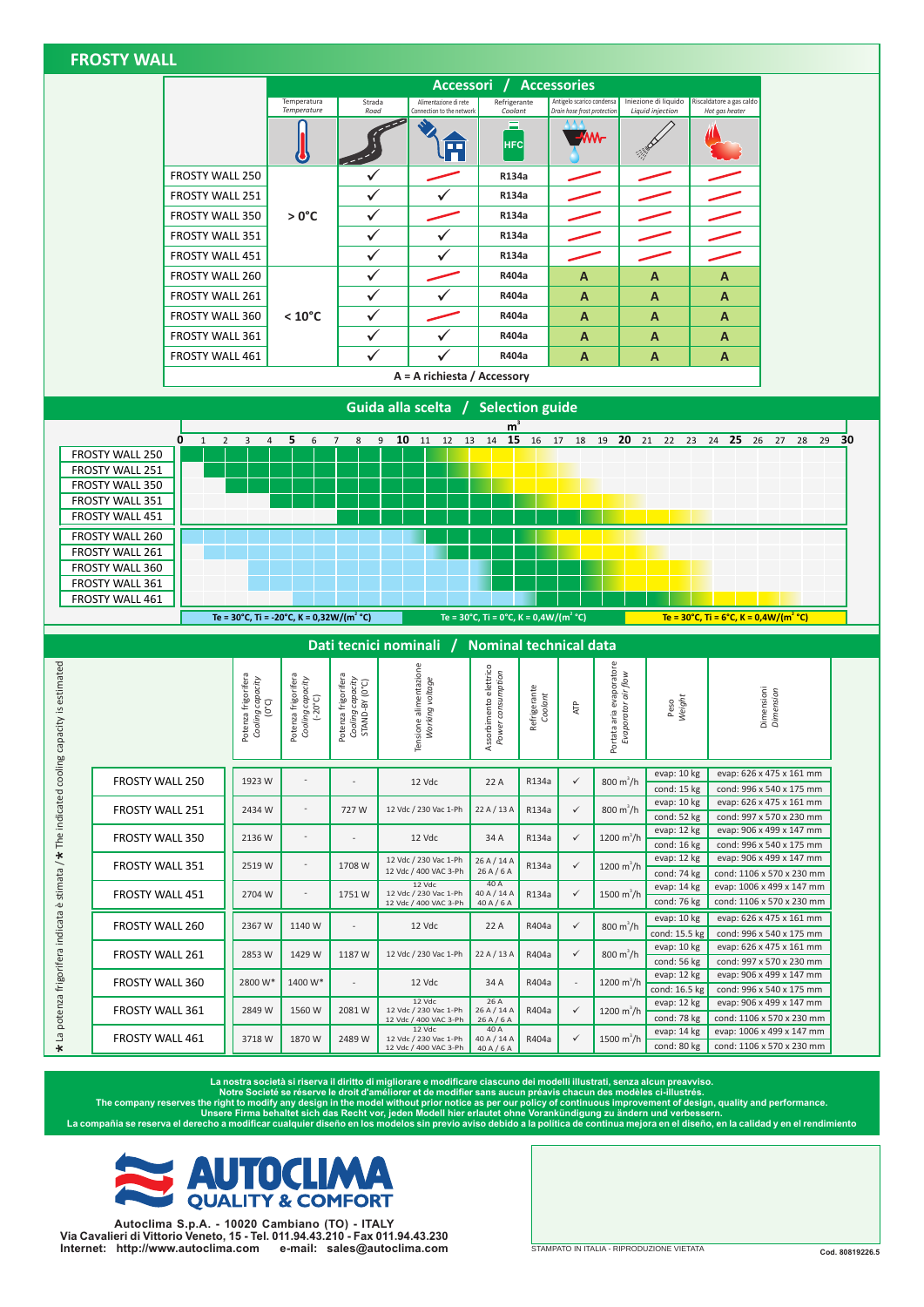# FROSTY WALL

## Accessori / Accessories

| | Temperatura *Temperature* | Strada *Road* | Alimentazione di rete *Connection to the network* | Refrigerante *Coolant* | Antigelo scarico condensa *Drain hose frost protection* | Iniezione di liquido *Liquid injection* | Riscaldatore a gas caldo *Hot gas heater* |
|---|---|---|---|---|---|---|---|
| FROSTY WALL 250 | > 0°C | ✓ | – | R134a | – | – | – |
| FROSTY WALL 251 | | ✓ | ✓ | R134a | – | – | – |
| FROSTY WALL 350 | | ✓ | – | R134a | – | – | – |
| FROSTY WALL 351 | | ✓ | ✓ | R134a | – | – | – |
| FROSTY WALL 451 | | ✓ | ✓ | R134a | – | – | – |
| FROSTY WALL 260 | < 10°C | ✓ | – | R404a | A | A | A |
| FROSTY WALL 261 | | ✓ | ✓ | R404a | A | A | A |
| FROSTY WALL 360 | | ✓ | – | R404a | A | A | A |
| FROSTY WALL 361 | | ✓ | ✓ | R404a | A | A | A |
| FROSTY WALL 461 | | ✓ | ✓ | R404a | A | A | A |

A = A richiesta / Accessory

## Guida alla scelta / Selection guide

$m^3$

0 1 2 3 4 5 6 7 8 9 10 11 12 13 14 15 16 17 18 19 20 21 22 23 24 25 26 27 28 29 30

FROSTY WALL 250
FROSTY WALL 251
FROSTY WALL 350
FROSTY WALL 351
FROSTY WALL 451
FROSTY WALL 260
FROSTY WALL 261
FROSTY WALL 360
FROSTY WALL 361
FROSTY WALL 461

Te = 30°C, Ti = -20°C, K = 0,32W/($m^2$ °C)
Te = 30°C, Ti = 0°C, K = 0,4W/($m^2$ °C)
Te = 30°C, Ti = 6°C, K = 0,4W/($m^2$ °C)

## Dati tecnici nominali / Nominal technical data

| | Potenza frigorifera *Cooling capacity* (0°C) | Potenza frigorifera *Cooling capacity* (-20°C) | Potenza frigorifera *Cooling capacity* STAND-BY (0°C) | Tensione alimentazione *Working voltage* | Assorbimento elettrico *Power consumption* | Refrigerante *Coolant* | ATP | Portata aria evaporatore *Evaporator air flow* | Peso *Weight* | Dimensioni *Dimension* |
|---|---|---|---|---|---|---|---|---|---|---|
| FROSTY WALL 250 | 1923 W | - | - | 12 Vdc | 22 A | R134a | ✓ | 800 $m^3$/h | evap: 10 kg<br>cond: 15 kg | evap: 626 x 475 x 161 mm<br>cond: 996 x 540 x 175 mm |
| FROSTY WALL 251 | 2434 W | - | 727 W | 12 Vdc / 230 Vac 1-Ph | 22 A / 13 A | R134a | ✓ | 800 $m^3$/h | evap: 10 kg<br>cond: 52 kg | evap: 626 x 475 x 161 mm<br>cond: 997 x 570 x 230 mm |
| FROSTY WALL 350 | 2136 W | - | - | 12 Vdc | 34 A | R134a | ✓ | 1200 $m^3$/h | evap: 12 kg<br>cond: 16 kg | evap: 906 x 499 x 147 mm<br>cond: 996 x 540 x 175 mm |
| FROSTY WALL 351 | 2519 W | - | 1708 W | 12 Vdc / 230 Vac 1-Ph<br>12 Vdc / 400 VAC 3-Ph | 26 A / 14 A<br>26 A / 6 A | R134a | ✓ | 1200 $m^3$/h | evap: 12 kg<br>cond: 74 kg | evap: 906 x 499 x 147 mm<br>cond: 1106 x 570 x 230 mm |
| FROSTY WALL 451 | 2704 W | - | 1751 W | 12 Vdc<br>12 Vdc / 230 Vac 1-Ph<br>12 Vdc / 400 VAC 3-Ph | 40 A<br>40 A / 14 A<br>40 A / 6 A | R134a | ✓ | 1500 $m^3$/h | evap: 14 kg<br>cond: 76 kg | evap: 1006 x 499 x 147 mm<br>cond: 1106 x 570 x 230 mm |
| FROSTY WALL 260 | 2367 W | 1140 W | - | 12 Vdc | 22 A | R404a | ✓ | 800 $m^3$/h | evap: 10 kg<br>cond: 15.5 kg | evap: 626 x 475 x 161 mm<br>cond: 996 x 540 x 175 mm |
| FROSTY WALL 261 | 2853 W | 1429 W | 1187 W | 12 Vdc / 230 Vac 1-Ph | 22 A / 13 A | R404a | ✓ | 800 $m^3$/h | evap: 10 kg<br>cond: 56 kg | evap: 626 x 475 x 161 mm<br>cond: 997 x 570 x 230 mm |
| FROSTY WALL 360 | 2800 W* | 1400 W* | - | 12 Vdc | 34 A | R404a | - | 1200 $m^3$/h | evap: 12 kg<br>cond: 16.5 kg | evap: 906 x 499 x 147 mm<br>cond: 996 x 540 x 175 mm |
| FROSTY WALL 361 | 2849 W | 1560 W | 2081 W | 12 Vdc<br>12 Vdc / 230 Vac 1-Ph<br>12 Vdc / 400 VAC 3-Ph | 26 A<br>26 A / 14 A<br>26 A / 6 A | R404a | ✓ | 1200 $m^3$/h | evap: 12 kg<br>cond: 78 kg | evap: 906 x 499 x 147 mm<br>cond: 1106 x 570 x 230 mm |
| FROSTY WALL 461 | 3718 W | 1870 W | 2489 W | 12 Vdc<br>12 Vdc / 230 Vac 1-Ph<br>12 Vdc / 400 VAC 3-Ph | 40 A<br>40 A / 14 A<br>40 A / 6 A | R404a | ✓ | 1500 $m^3$/h | evap: 14 kg<br>cond: 80 kg | evap: 1006 x 499 x 147 mm<br>cond: 1106 x 570 x 230 mm |

\* La potenza frigorifera indicata è stimata / * The indicated cooling capacity is estimated

**La nostra società si riserva il diritto di migliorare e modificare ciascuno dei modelli illustrati, senza alcun preavviso.**
**Notre Societé se réserve le droit d'améliorer et de modifier sans aucun préavis chacun des modèles ci-illustrés.**
**The company reserves the right to modify any design in the model without prior notice as per our policy of continuous improvement of design, quality and performance.**
**Unsere Firma behaltet sich das Recht vor, jeden Modell hier erlautet ohne Vorankündigung zu ändern und verbessern.**
**La compañia se reserva el derecho a modificar cualquier diseño en los modelos sin previo aviso debido a la politica de continua mejora en el diseño, en la calidad y en el rendimiento**

AUTOCLIMA
QUALITY & COMFORT

**Autoclima S.p.A. - 10020 Cambiano (TO) - ITALY**
**Via Cavalieri di Vittorio Veneto, 15 - Tel. 011.94.43.210 - Fax 011.94.43.230**
**Internet: http://www.autoclima.com e-mail: sales@autoclima.com**

STAMPATO IN ITALIA - RIPRODUZIONE VIETATA

Cod. 80819226.5